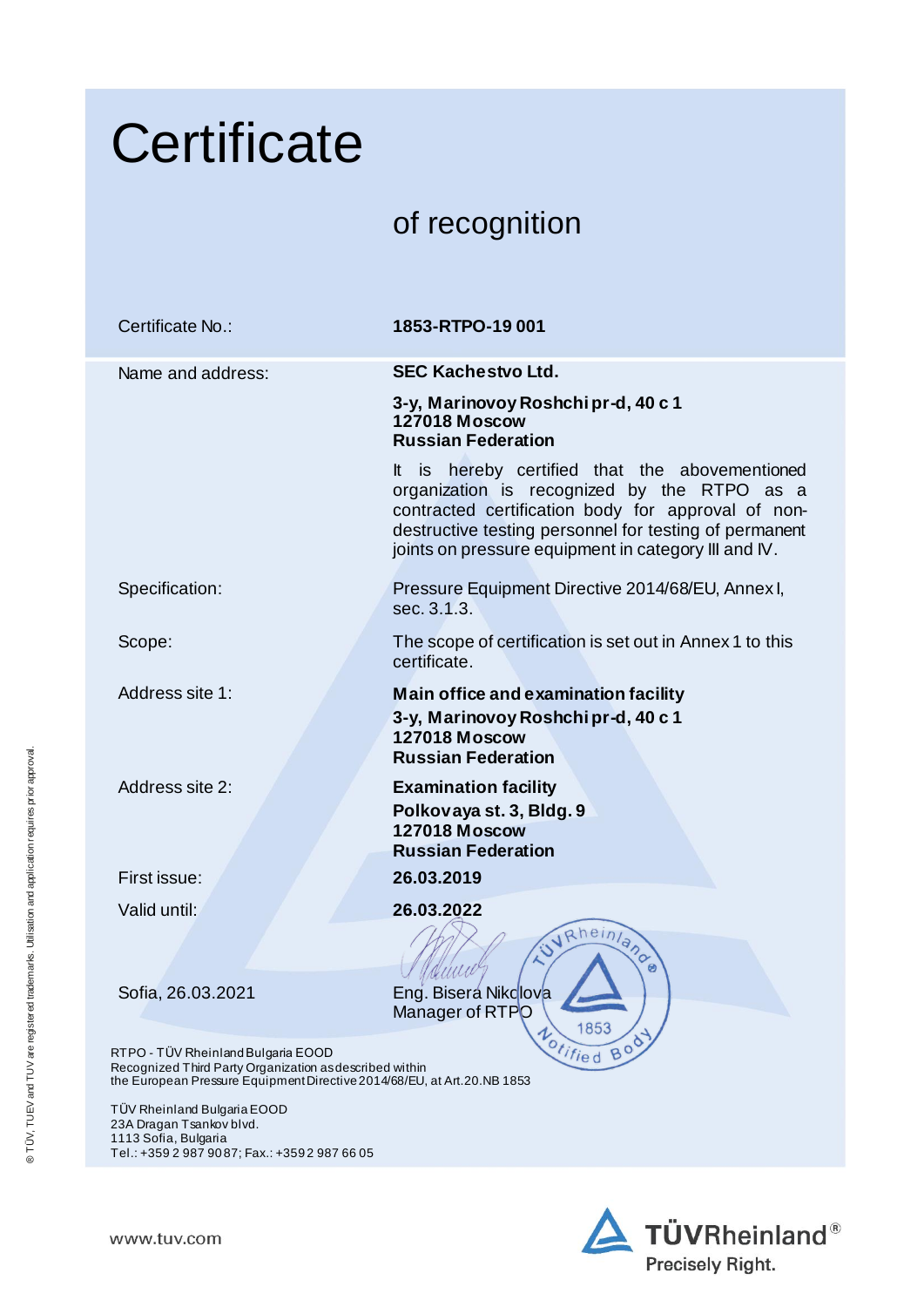# Certificate

## of recognition

| | |
|---|---|
| Certificate No.: | **1853-RTPO-19 001** |
| Name and address: | **SEC Kachestvo Ltd.**<br>**3-y, Marinovoy Roshchi pr-d, 40 c 1**<br>**127018 Moscow**<br>**Russian Federation**<br>It is hereby certified that the abovementioned organization is recognized by the RTPO as a contracted certification body for approval of non-destructive testing personnel for testing of permanent joints on pressure equipment in category III and IV. |
| Specification: | Pressure Equipment Directive 2014/68/EU, Annex I, sec. 3.1.3. |
| Scope: | The scope of certification is set out in Annex 1 to this certificate. |
| Address site 1: | **Main office and examination facility**<br>**3-y, Marinovoy Roshchi pr-d, 40 c 1**<br>**127018 Moscow**<br>**Russian Federation** |
| Address site 2: | **Examination facility**<br>**Polkovaya st. 3, Bldg. 9**<br>**127018 Moscow**<br>**Russian Federation** |
| First issue: | **26.03.2019** |
| Valid until: | **26.03.2022** |

Sofia, 26.03.2021

Eng. Bisera Nikolova
Manager of RTPO

TÜV Rheinland® 1853 Notified Body

RTPO - TÜV Rheinland Bulgaria EOOD
Recognized Third Party Organization as described within the European Pressure Equipment Directive 2014/68/EU, at Art.20.NB 1853

TÜV Rheinland Bulgaria EOOD
23A Dragan Tsankov blvd.
1113 Sofia, Bulgaria
Tel.: +359 2 987 9087; Fax.: +359 2 987 66 05

® TÜV, TUEV and TUV are registered trademarks. Utilisation and application requires prior approval.

www.tuv.com

TÜVRheinland®
Precisely Right.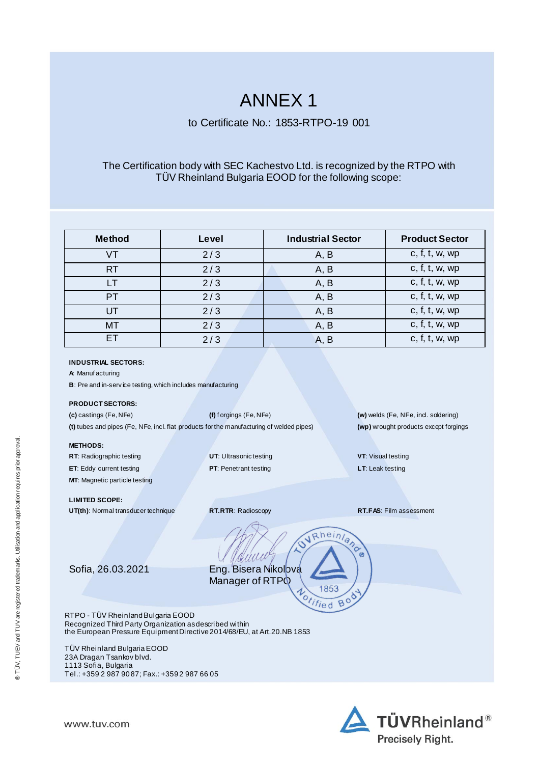# ANNEX 1

to Certificate No.: 1853-RTPO-19 001

The Certification body with SEC Kachestvo Ltd. is recognized by the RTPO with TÜV Rheinland Bulgaria EOOD for the following scope:

| Method | Level | Industrial Sector | Product Sector |
|---|---|---|---|
| VT | 2 / 3 | A, B | c, f, t, w, wp |
| RT | 2 / 3 | A, B | c, f, t, w, wp |
| LT | 2 / 3 | A, B | c, f, t, w, wp |
| PT | 2 / 3 | A, B | c, f, t, w, wp |
| UT | 2 / 3 | A, B | c, f, t, w, wp |
| MT | 2 / 3 | A, B | c, f, t, w, wp |
| ET | 2 / 3 | A, B | c, f, t, w, wp |

**INDUSTRIAL SECTORS:**

**A**: Manufacturing

**B**: Pre and in-service testing, which includes manufacturing

**PRODUCT SECTORS:**

**(c)** castings (Fe, NFe)
**(f)** forgings (Fe, NFe)
**(w)** welds (Fe, NFe, incl. soldering)
**(t)** tubes and pipes (Fe, NFe, incl. flat products for the manufacturing of welded pipes)
**(wp)** wrought products except forgings

**METHODS:**

**RT**: Radiographic testing
**UT**: Ultrasonic testing
**VT**: Visual testing
**ET**: Eddy current testing
**PT**: Penetrant testing
**LT**: Leak testing
**MT**: Magnetic particle testing

**LIMITED SCOPE:**

**UT(th)**: Normal transducer technique
**RT.RTR**: Radioscopy
**RT.FAS**: Film assessment

Sofia, 26.03.2021

Eng. Bisera Nikolova
Manager of RTPO

TÜV Rheinland 1853 Notified Body

RTPO - TÜV Rheinland Bulgaria EOOD
Recognized Third Party Organization as described within
the European Pressure Equipment Directive 2014/68/EU, at Art.20.NB 1853

TÜV Rheinland Bulgaria EOOD
23A Dragan Tsankov blvd.
1113 Sofia, Bulgaria
Tel.: +359 2 987 9087; Fax.: +359 2 987 66 05

® TÜV, TUEV and TUV are registered trademarks. Utilisation and application requires prior approval.

www.tuv.com

TÜVRheinland®
Precisely Right.